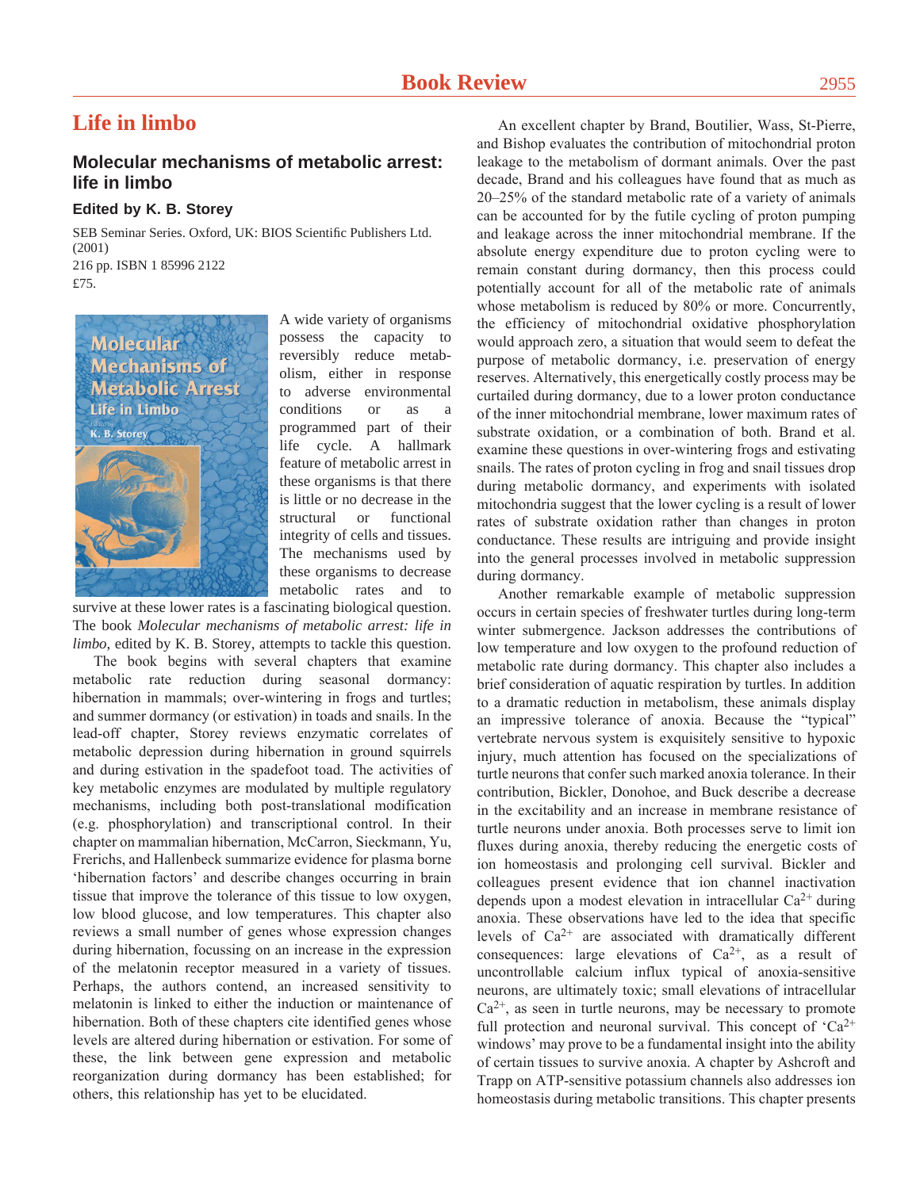# Life in limbo

## Molecular mechanisms of metabolic arrest: life in limbo

### Edited by K. B. Storey

SEB Seminar Series. Oxford, UK: BIOS Scientific Publishers Ltd. (2001)
216 pp. ISBN 1 85996 2122
£75.

A wide variety of organisms possess the capacity to reversibly reduce metabolism, either in response to adverse environmental conditions or as a programmed part of their life cycle. A hallmark feature of metabolic arrest in these organisms is that there is little or no decrease in the structural or functional integrity of cells and tissues. The mechanisms used by these organisms to decrease metabolic rates and to survive at these lower rates is a fascinating biological question. The book *Molecular mechanisms of metabolic arrest: life in limbo*, edited by K. B. Storey, attempts to tackle this question.

The book begins with several chapters that examine metabolic rate reduction during seasonal dormancy: hibernation in mammals; over-wintering in frogs and turtles; and summer dormancy (or estivation) in toads and snails. In the lead-off chapter, Storey reviews enzymatic correlates of metabolic depression during hibernation in ground squirrels and during estivation in the spadefoot toad. The activities of key metabolic enzymes are modulated by multiple regulatory mechanisms, including both post-translational modification (e.g. phosphorylation) and transcriptional control. In their chapter on mammalian hibernation, McCarron, Sieckmann, Yu, Frerichs, and Hallenbeck summarize evidence for plasma borne 'hibernation factors' and describe changes occurring in brain tissue that improve the tolerance of this tissue to low oxygen, low blood glucose, and low temperatures. This chapter also reviews a small number of genes whose expression changes during hibernation, focussing on an increase in the expression of the melatonin receptor measured in a variety of tissues. Perhaps, the authors contend, an increased sensitivity to melatonin is linked to either the induction or maintenance of hibernation. Both of these chapters cite identified genes whose levels are altered during hibernation or estivation. For some of these, the link between gene expression and metabolic reorganization during dormancy has been established; for others, this relationship has yet to be elucidated.

An excellent chapter by Brand, Boutilier, Wass, St-Pierre, and Bishop evaluates the contribution of mitochondrial proton leakage to the metabolism of dormant animals. Over the past decade, Brand and his colleagues have found that as much as 20–25% of the standard metabolic rate of a variety of animals can be accounted for by the futile cycling of proton pumping and leakage across the inner mitochondrial membrane. If the absolute energy expenditure due to proton cycling were to remain constant during dormancy, then this process could potentially account for all of the metabolic rate of animals whose metabolism is reduced by 80% or more. Concurrently, the efficiency of mitochondrial oxidative phosphorylation would approach zero, a situation that would seem to defeat the purpose of metabolic dormancy, i.e. preservation of energy reserves. Alternatively, this energetically costly process may be curtailed during dormancy, due to a lower proton conductance of the inner mitochondrial membrane, lower maximum rates of substrate oxidation, or a combination of both. Brand et al. examine these questions in over-wintering frogs and estivating snails. The rates of proton cycling in frog and snail tissues drop during metabolic dormancy, and experiments with isolated mitochondria suggest that the lower cycling is a result of lower rates of substrate oxidation rather than changes in proton conductance. These results are intriguing and provide insight into the general processes involved in metabolic suppression during dormancy.

Another remarkable example of metabolic suppression occurs in certain species of freshwater turtles during long-term winter submergence. Jackson addresses the contributions of low temperature and low oxygen to the profound reduction of metabolic rate during dormancy. This chapter also includes a brief consideration of aquatic respiration by turtles. In addition to a dramatic reduction in metabolism, these animals display an impressive tolerance of anoxia. Because the "typical" vertebrate nervous system is exquisitely sensitive to hypoxic injury, much attention has focused on the specializations of turtle neurons that confer such marked anoxia tolerance. In their contribution, Bickler, Donohoe, and Buck describe a decrease in the excitability and an increase in membrane resistance of turtle neurons under anoxia. Both processes serve to limit ion fluxes during anoxia, thereby reducing the energetic costs of ion homeostasis and prolonging cell survival. Bickler and colleagues present evidence that ion channel inactivation depends upon a modest elevation in intracellular $Ca^{2+}$ during anoxia. These observations have led to the idea that specific levels of $Ca^{2+}$ are associated with dramatically different consequences: large elevations of $Ca^{2+}$, as a result of uncontrollable calcium influx typical of anoxia-sensitive neurons, are ultimately toxic; small elevations of intracellular $Ca^{2+}$, as seen in turtle neurons, may be necessary to promote full protection and neuronal survival. This concept of '$Ca^{2+}$ windows' may prove to be a fundamental insight into the ability of certain tissues to survive anoxia. A chapter by Ashcroft and Trapp on ATP-sensitive potassium channels also addresses ion homeostasis during metabolic transitions. This chapter presents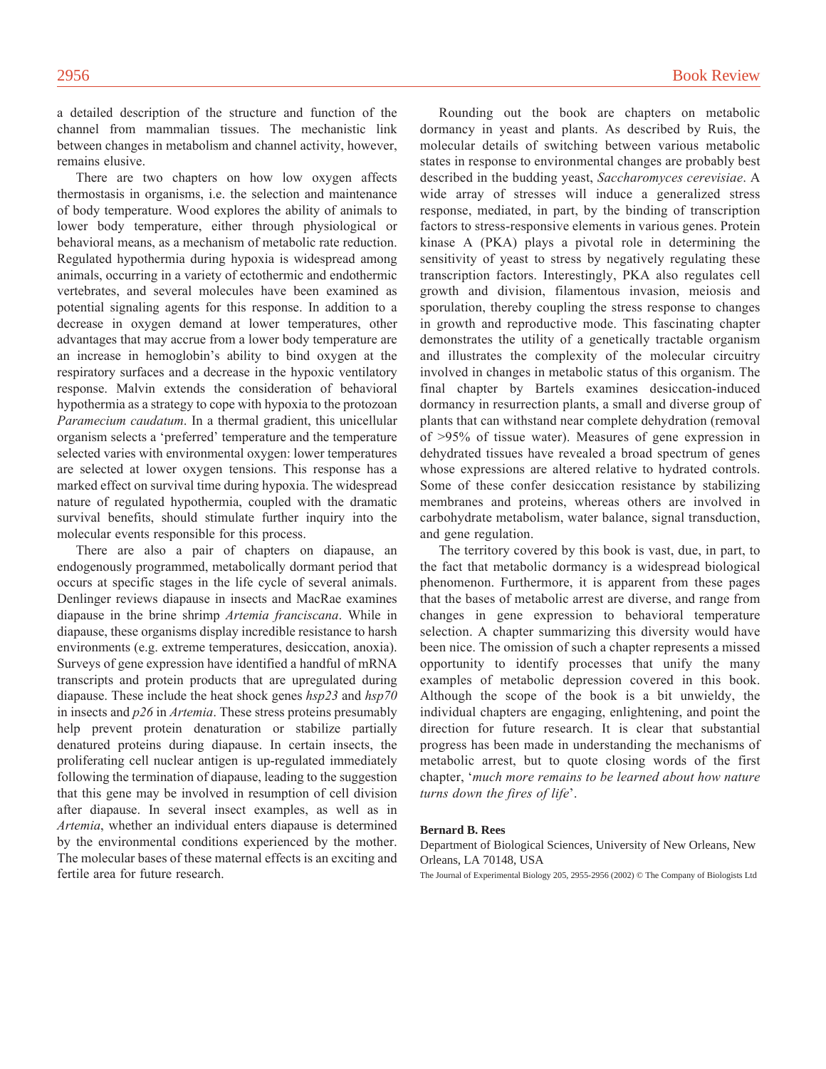a detailed description of the structure and function of the channel from mammalian tissues. The mechanistic link between changes in metabolism and channel activity, however, remains elusive.

There are two chapters on how low oxygen affects thermostasis in organisms, i.e. the selection and maintenance of body temperature. Wood explores the ability of animals to lower body temperature, either through physiological or behavioral means, as a mechanism of metabolic rate reduction. Regulated hypothermia during hypoxia is widespread among animals, occurring in a variety of ectothermic and endothermic vertebrates, and several molecules have been examined as potential signaling agents for this response. In addition to a decrease in oxygen demand at lower temperatures, other advantages that may accrue from a lower body temperature are an increase in hemoglobin's ability to bind oxygen at the respiratory surfaces and a decrease in the hypoxic ventilatory response. Malvin extends the consideration of behavioral hypothermia as a strategy to cope with hypoxia to the protozoan *Paramecium caudatum*. In a thermal gradient, this unicellular organism selects a 'preferred' temperature and the temperature selected varies with environmental oxygen: lower temperatures are selected at lower oxygen tensions. This response has a marked effect on survival time during hypoxia. The widespread nature of regulated hypothermia, coupled with the dramatic survival benefits, should stimulate further inquiry into the molecular events responsible for this process.

There are also a pair of chapters on diapause, an endogenously programmed, metabolically dormant period that occurs at specific stages in the life cycle of several animals. Denlinger reviews diapause in insects and MacRae examines diapause in the brine shrimp *Artemia franciscana*. While in diapause, these organisms display incredible resistance to harsh environments (e.g. extreme temperatures, desiccation, anoxia). Surveys of gene expression have identified a handful of mRNA transcripts and protein products that are upregulated during diapause. These include the heat shock genes *hsp23* and *hsp70* in insects and *p26* in *Artemia*. These stress proteins presumably help prevent protein denaturation or stabilize partially denatured proteins during diapause. In certain insects, the proliferating cell nuclear antigen is up-regulated immediately following the termination of diapause, leading to the suggestion that this gene may be involved in resumption of cell division after diapause. In several insect examples, as well as in *Artemia*, whether an individual enters diapause is determined by the environmental conditions experienced by the mother. The molecular bases of these maternal effects is an exciting and fertile area for future research.

Rounding out the book are chapters on metabolic dormancy in yeast and plants. As described by Ruis, the molecular details of switching between various metabolic states in response to environmental changes are probably best described in the budding yeast, *Saccharomyces cerevisiae*. A wide array of stresses will induce a generalized stress response, mediated, in part, by the binding of transcription factors to stress-responsive elements in various genes. Protein kinase A (PKA) plays a pivotal role in determining the sensitivity of yeast to stress by negatively regulating these transcription factors. Interestingly, PKA also regulates cell growth and division, filamentous invasion, meiosis and sporulation, thereby coupling the stress response to changes in growth and reproductive mode. This fascinating chapter demonstrates the utility of a genetically tractable organism and illustrates the complexity of the molecular circuitry involved in changes in metabolic status of this organism. The final chapter by Bartels examines desiccation-induced dormancy in resurrection plants, a small and diverse group of plants that can withstand near complete dehydration (removal of >95% of tissue water). Measures of gene expression in dehydrated tissues have revealed a broad spectrum of genes whose expressions are altered relative to hydrated controls. Some of these confer desiccation resistance by stabilizing membranes and proteins, whereas others are involved in carbohydrate metabolism, water balance, signal transduction, and gene regulation.

The territory covered by this book is vast, due, in part, to the fact that metabolic dormancy is a widespread biological phenomenon. Furthermore, it is apparent from these pages that the bases of metabolic arrest are diverse, and range from changes in gene expression to behavioral temperature selection. A chapter summarizing this diversity would have been nice. The omission of such a chapter represents a missed opportunity to identify processes that unify the many examples of metabolic depression covered in this book. Although the scope of the book is a bit unwieldy, the individual chapters are engaging, enlightening, and point the direction for future research. It is clear that substantial progress has been made in understanding the mechanisms of metabolic arrest, but to quote closing words of the first chapter, '*much more remains to be learned about how nature turns down the fires of life*'.

**Bernard B. Rees**

Department of Biological Sciences, University of New Orleans, New Orleans, LA 70148, USA